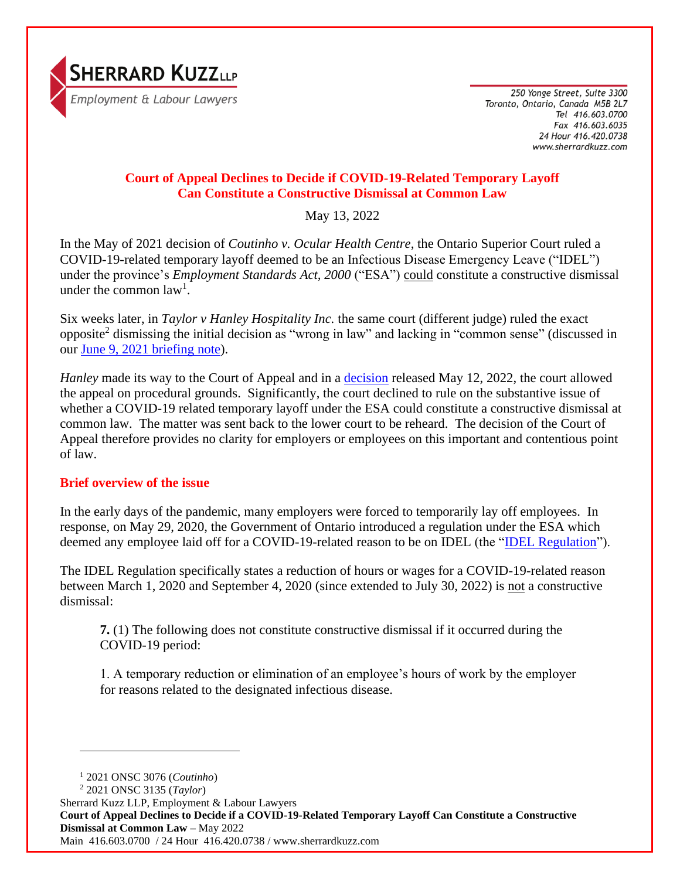**SHERRARD KUZZ LLP**
*Employment & Labour Lawyers*

250 Yonge Street, Suite 3300
Toronto, Ontario, Canada M5B 2L7
Tel 416.603.0700
Fax 416.603.6035
24 Hour 416.420.0738
www.sherrardkuzz.com

## Court of Appeal Declines to Decide if COVID-19-Related Temporary Layoff Can Constitute a Constructive Dismissal at Common Law

May 13, 2022

In the May of 2021 decision of *Coutinho v. Ocular Health Centre*, the Ontario Superior Court ruled a COVID-19-related temporary layoff deemed to be an Infectious Disease Emergency Leave ("IDEL") under the province's *Employment Standards Act, 2000* ("ESA") could constitute a constructive dismissal under the common law[1].

Six weeks later, in *Taylor v Hanley Hospitality Inc.* the same court (different judge) ruled the exact opposite[2] dismissing the initial decision as "wrong in law" and lacking in "common sense" (discussed in our June 9, 2021 briefing note).

*Hanley* made its way to the Court of Appeal and in a decision released May 12, 2022, the court allowed the appeal on procedural grounds. Significantly, the court declined to rule on the substantive issue of whether a COVID-19 related temporary layoff under the ESA could constitute a constructive dismissal at common law. The matter was sent back to the lower court to be reheard. The decision of the Court of Appeal therefore provides no clarity for employers or employees on this important and contentious point of law.

### Brief overview of the issue

In the early days of the pandemic, many employers were forced to temporarily lay off employees. In response, on May 29, 2020, the Government of Ontario introduced a regulation under the ESA which deemed any employee laid off for a COVID-19-related reason to be on IDEL (the "IDEL Regulation").

The IDEL Regulation specifically states a reduction of hours or wages for a COVID-19-related reason between March 1, 2020 and September 4, 2020 (since extended to July 30, 2022) is not a constructive dismissal:

> **7.** (1) The following does not constitute constructive dismissal if it occurred during the COVID-19 period:
>
> 1. A temporary reduction or elimination of an employee's hours of work by the employer for reasons related to the designated infectious disease.

[1] 2021 ONSC 3076 (*Coutinho*)

[2] 2021 ONSC 3135 (*Taylor*)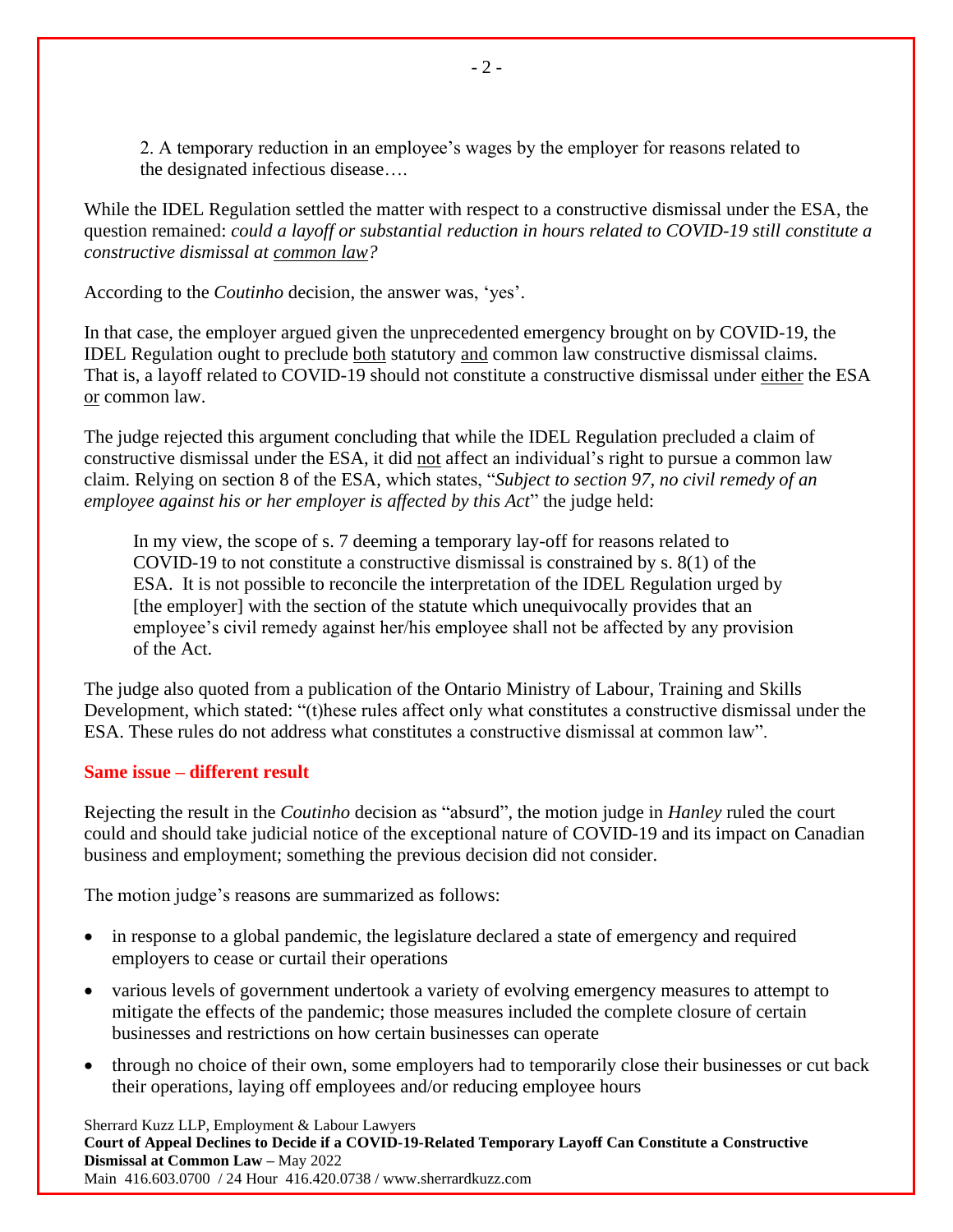> 2. A temporary reduction in an employee's wages by the employer for reasons related to the designated infectious disease….

While the IDEL Regulation settled the matter with respect to a constructive dismissal under the ESA, the question remained: *could a layoff or substantial reduction in hours related to COVID-19 still constitute a constructive dismissal at common law?*

According to the *Coutinho* decision, the answer was, 'yes'.

In that case, the employer argued given the unprecedented emergency brought on by COVID-19, the IDEL Regulation ought to preclude both statutory and common law constructive dismissal claims. That is, a layoff related to COVID-19 should not constitute a constructive dismissal under either the ESA or common law.

The judge rejected this argument concluding that while the IDEL Regulation precluded a claim of constructive dismissal under the ESA, it did not affect an individual's right to pursue a common law claim. Relying on section 8 of the ESA, which states, "*Subject to section 97, no civil remedy of an employee against his or her employer is affected by this Act*" the judge held:

> In my view, the scope of s. 7 deeming a temporary lay-off for reasons related to COVID-19 to not constitute a constructive dismissal is constrained by s. 8(1) of the ESA. It is not possible to reconcile the interpretation of the IDEL Regulation urged by [the employer] with the section of the statute which unequivocally provides that an employee's civil remedy against her/his employee shall not be affected by any provision of the Act.

The judge also quoted from a publication of the Ontario Ministry of Labour, Training and Skills Development, which stated: "(t)hese rules affect only what constitutes a constructive dismissal under the ESA. These rules do not address what constitutes a constructive dismissal at common law".

## Same issue – different result

Rejecting the result in the *Coutinho* decision as "absurd", the motion judge in *Hanley* ruled the court could and should take judicial notice of the exceptional nature of COVID-19 and its impact on Canadian business and employment; something the previous decision did not consider.

The motion judge's reasons are summarized as follows:

- in response to a global pandemic, the legislature declared a state of emergency and required employers to cease or curtail their operations
- various levels of government undertook a variety of evolving emergency measures to attempt to mitigate the effects of the pandemic; those measures included the complete closure of certain businesses and restrictions on how certain businesses can operate
- through no choice of their own, some employers had to temporarily close their businesses or cut back their operations, laying off employees and/or reducing employee hours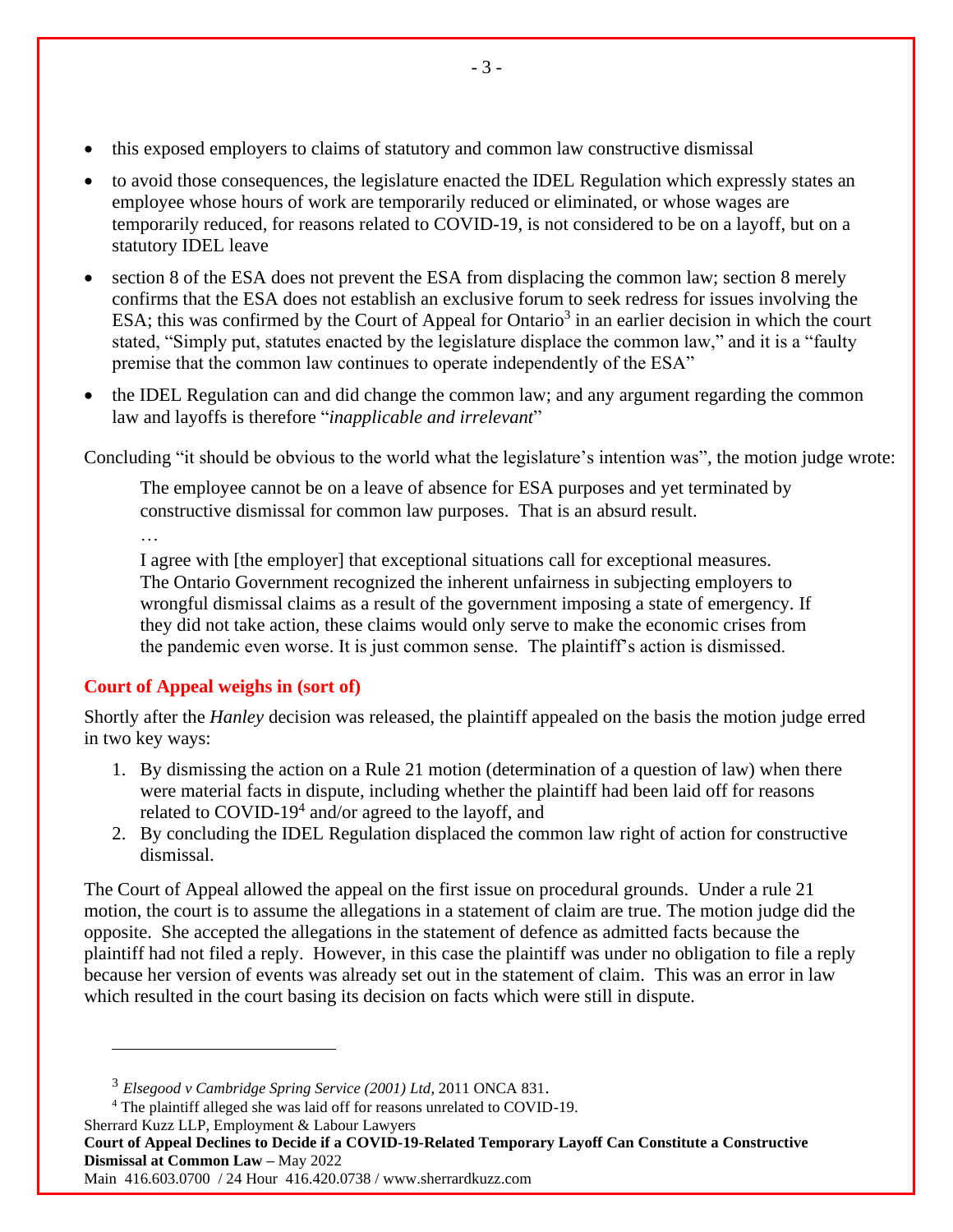- this exposed employers to claims of statutory and common law constructive dismissal
- to avoid those consequences, the legislature enacted the IDEL Regulation which expressly states an employee whose hours of work are temporarily reduced or eliminated, or whose wages are temporarily reduced, for reasons related to COVID-19, is not considered to be on a layoff, but on a statutory IDEL leave
- section 8 of the ESA does not prevent the ESA from displacing the common law; section 8 merely confirms that the ESA does not establish an exclusive forum to seek redress for issues involving the ESA; this was confirmed by the Court of Appeal for Ontario[3] in an earlier decision in which the court stated, "Simply put, statutes enacted by the legislature displace the common law," and it is a "faulty premise that the common law continues to operate independently of the ESA"
- the IDEL Regulation can and did change the common law; and any argument regarding the common law and layoffs is therefore "*inapplicable and irrelevant*"

Concluding "it should be obvious to the world what the legislature's intention was", the motion judge wrote:

> The employee cannot be on a leave of absence for ESA purposes and yet terminated by constructive dismissal for common law purposes. That is an absurd result.
>
> …
>
> I agree with [the employer] that exceptional situations call for exceptional measures. The Ontario Government recognized the inherent unfairness in subjecting employers to wrongful dismissal claims as a result of the government imposing a state of emergency. If they did not take action, these claims would only serve to make the economic crises from the pandemic even worse. It is just common sense. The plaintiff's action is dismissed.

## Court of Appeal weighs in (sort of)

Shortly after the *Hanley* decision was released, the plaintiff appealed on the basis the motion judge erred in two key ways:

1. By dismissing the action on a Rule 21 motion (determination of a question of law) when there were material facts in dispute, including whether the plaintiff had been laid off for reasons related to COVID-19[4] and/or agreed to the layoff, and
2. By concluding the IDEL Regulation displaced the common law right of action for constructive dismissal.

The Court of Appeal allowed the appeal on the first issue on procedural grounds. Under a rule 21 motion, the court is to assume the allegations in a statement of claim are true. The motion judge did the opposite. She accepted the allegations in the statement of defence as admitted facts because the plaintiff had not filed a reply. However, in this case the plaintiff was under no obligation to file a reply because her version of events was already set out in the statement of claim. This was an error in law which resulted in the court basing its decision on facts which were still in dispute.

---

[3] *Elsegood v Cambridge Spring Service (2001) Ltd*, 2011 ONCA 831.

[4] The plaintiff alleged she was laid off for reasons unrelated to COVID-19.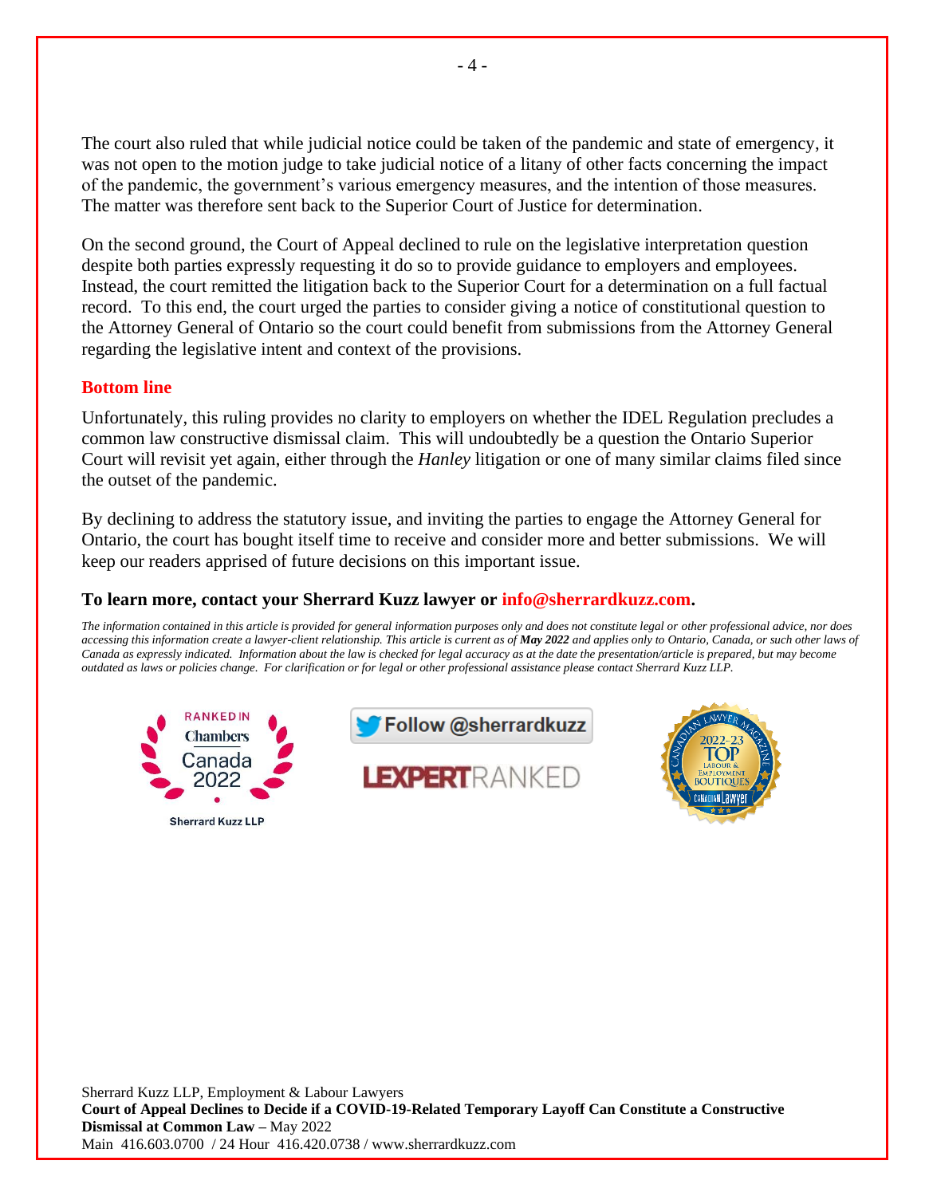The court also ruled that while judicial notice could be taken of the pandemic and state of emergency, it was not open to the motion judge to take judicial notice of a litany of other facts concerning the impact of the pandemic, the government's various emergency measures, and the intention of those measures. The matter was therefore sent back to the Superior Court of Justice for determination.

On the second ground, the Court of Appeal declined to rule on the legislative interpretation question despite both parties expressly requesting it do so to provide guidance to employers and employees. Instead, the court remitted the litigation back to the Superior Court for a determination on a full factual record. To this end, the court urged the parties to consider giving a notice of constitutional question to the Attorney General of Ontario so the court could benefit from submissions from the Attorney General regarding the legislative intent and context of the provisions.

## Bottom line

Unfortunately, this ruling provides no clarity to employers on whether the IDEL Regulation precludes a common law constructive dismissal claim. This will undoubtedly be a question the Ontario Superior Court will revisit yet again, either through the *Hanley* litigation or one of many similar claims filed since the outset of the pandemic.

By declining to address the statutory issue, and inviting the parties to engage the Attorney General for Ontario, the court has bought itself time to receive and consider more and better submissions. We will keep our readers apprised of future decisions on this important issue.

**To learn more, contact your Sherrard Kuzz lawyer or info@sherrardkuzz.com.**

*The information contained in this article is provided for general information purposes only and does not constitute legal or other professional advice, nor does accessing this information create a lawyer-client relationship. This article is current as of **May 2022** and applies only to Ontario, Canada, or such other laws of Canada as expressly indicated. Information about the law is checked for legal accuracy as at the date the presentation/article is prepared, but may become outdated as laws or policies change. For clarification or for legal or other professional assistance please contact Sherrard Kuzz LLP.*

RANKED IN Chambers Canada 2022

Sherrard Kuzz LLP

Follow @sherrardkuzz

LEXPERT RANKED

Canadian Lawyer Magazine 2022-23 TOP Labour & Employment Boutiques

Sherrard Kuzz LLP, Employment & Labour Lawyers
**Court of Appeal Declines to Decide if a COVID-19-Related Temporary Layoff Can Constitute a Constructive Dismissal at Common Law** – May 2022
Main 416.603.0700 / 24 Hour 416.420.0738 / www.sherrardkuzz.com